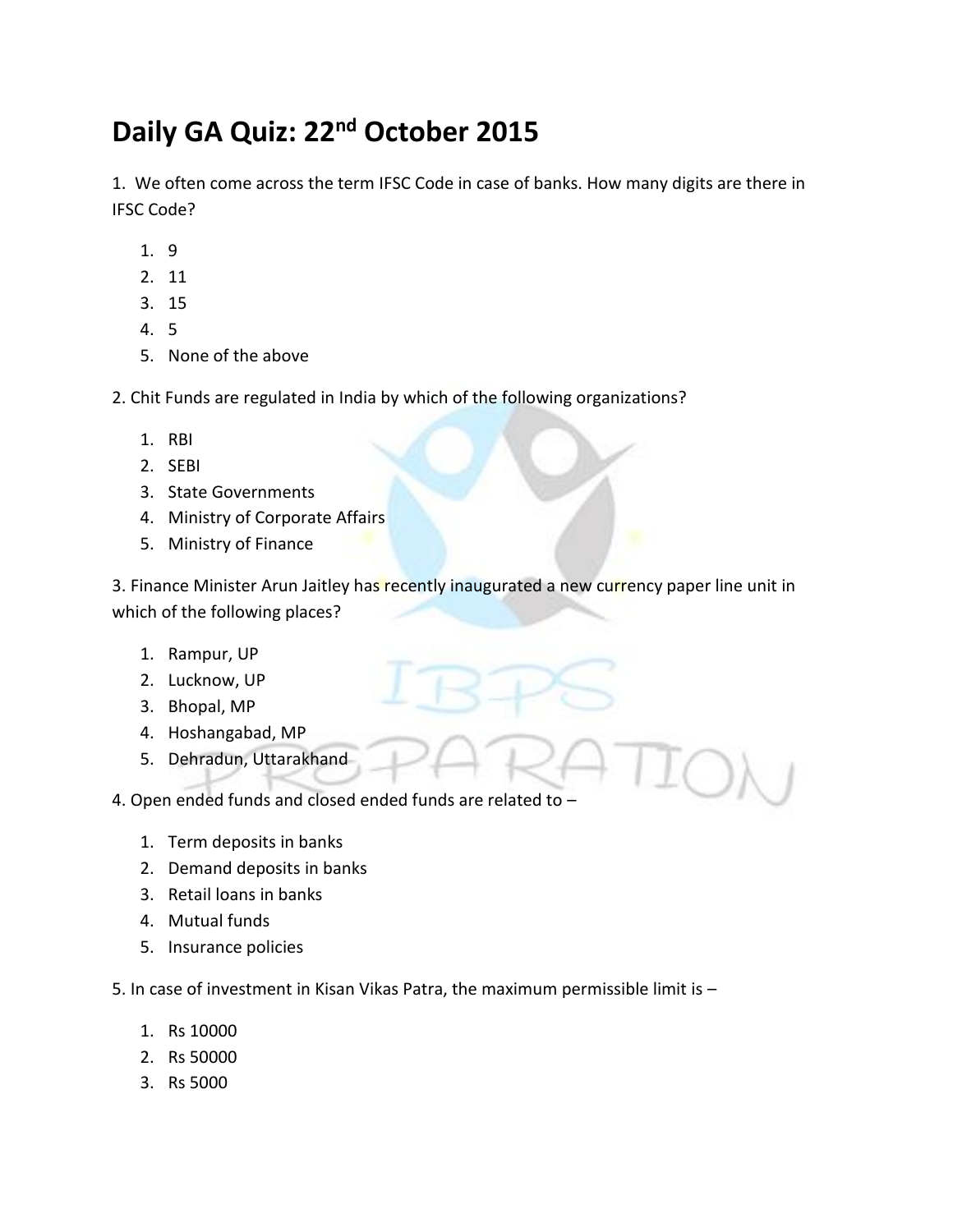# Daily GA Quiz: 22nd October 2015

1. We often come across the term IFSC Code in case of banks. How many digits are there in IFSC Code?

    1. 9
    2. 11
    3. 15
    4. 5
    5. None of the above

2. Chit Funds are regulated in India by which of the following organizations?

    1. RBI
    2. SEBI
    3. State Governments
    4. Ministry of Corporate Affairs
    5. Ministry of Finance

3. Finance Minister Arun Jaitley has recently inaugurated a new currency paper line unit in which of the following places?

    1. Rampur, UP
    2. Lucknow, UP
    3. Bhopal, MP
    4. Hoshangabad, MP
    5. Dehradun, Uttarakhand

4. Open ended funds and closed ended funds are related to –

    1. Term deposits in banks
    2. Demand deposits in banks
    3. Retail loans in banks
    4. Mutual funds
    5. Insurance policies

5. In case of investment in Kisan Vikas Patra, the maximum permissible limit is –

    1. Rs 10000
    2. Rs 50000
    3. Rs 5000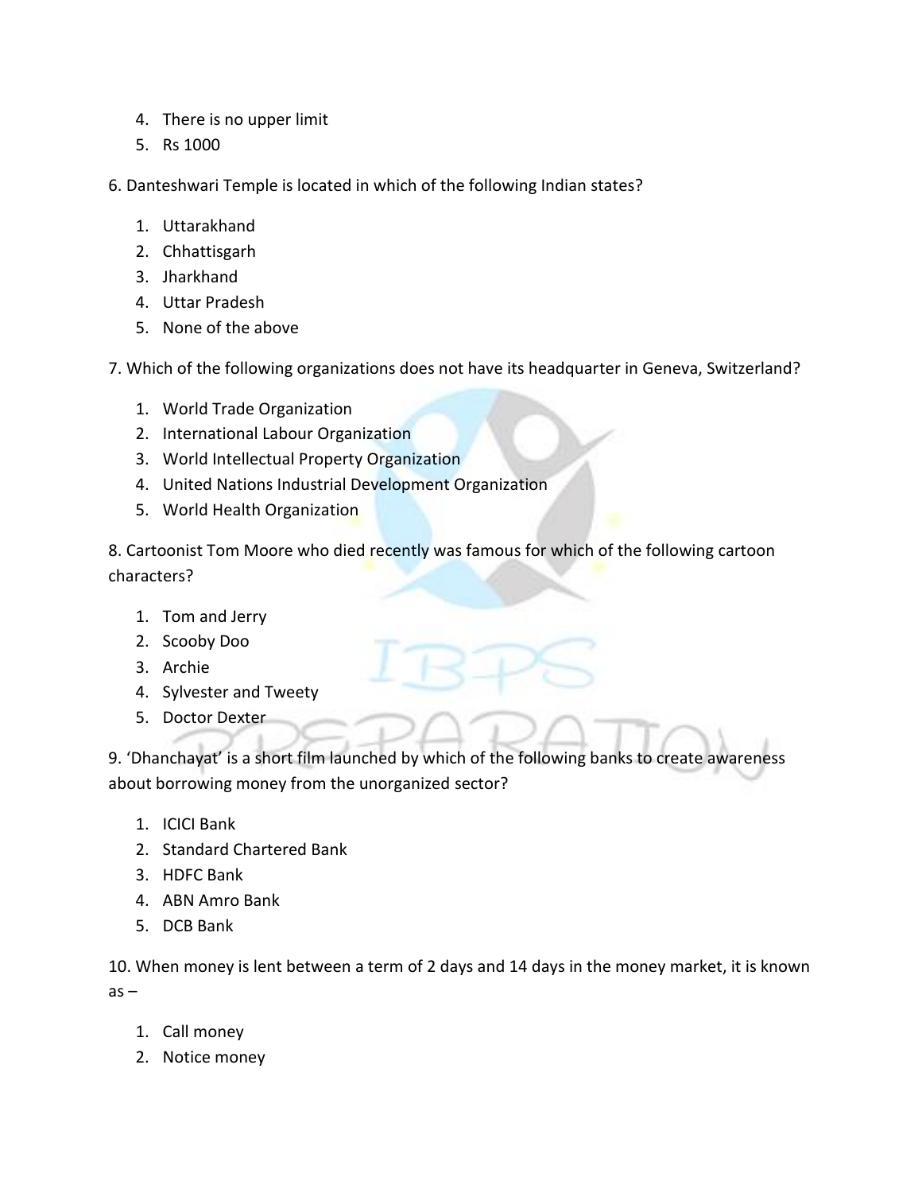4. There is no upper limit
5. Rs 1000

6. Danteshwari Temple is located in which of the following Indian states?

1. Uttarakhand
2. Chhattisgarh
3. Jharkhand
4. Uttar Pradesh
5. None of the above

7. Which of the following organizations does not have its headquarter in Geneva, Switzerland?

1. World Trade Organization
2. International Labour Organization
3. World Intellectual Property Organization
4. United Nations Industrial Development Organization
5. World Health Organization

8. Cartoonist Tom Moore who died recently was famous for which of the following cartoon characters?

1. Tom and Jerry
2. Scooby Doo
3. Archie
4. Sylvester and Tweety
5. Doctor Dexter

9. 'Dhanchayat' is a short film launched by which of the following banks to create awareness about borrowing money from the unorganized sector?

1. ICICI Bank
2. Standard Chartered Bank
3. HDFC Bank
4. ABN Amro Bank
5. DCB Bank

10. When money is lent between a term of 2 days and 14 days in the money market, it is known as –

1. Call money
2. Notice money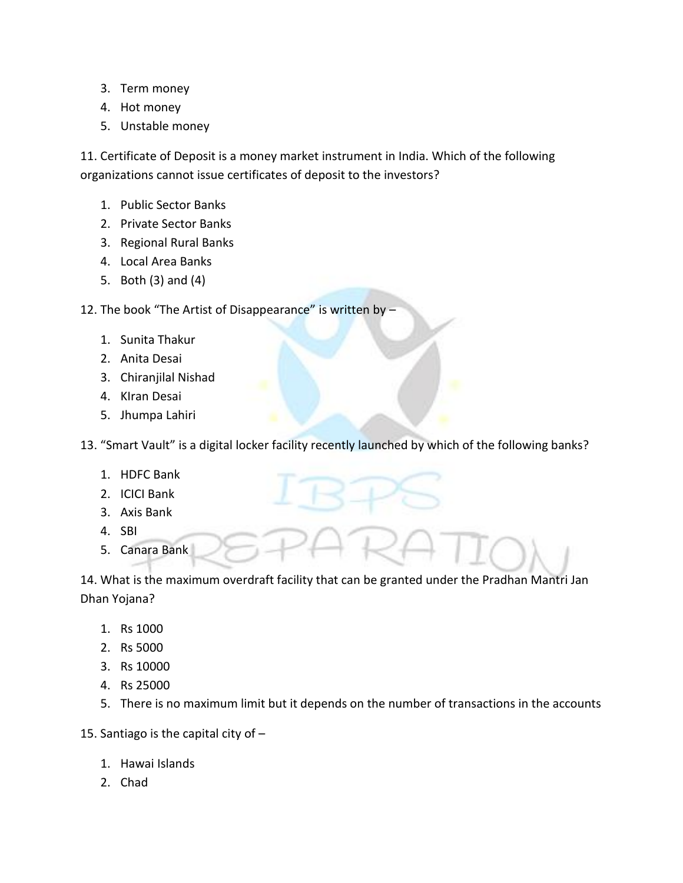3. Term money
4. Hot money
5. Unstable money

11. Certificate of Deposit is a money market instrument in India. Which of the following organizations cannot issue certificates of deposit to the investors?

1. Public Sector Banks
2. Private Sector Banks
3. Regional Rural Banks
4. Local Area Banks
5. Both (3) and (4)

12. The book "The Artist of Disappearance" is written by –

1. Sunita Thakur
2. Anita Desai
3. Chiranjilal Nishad
4. KIran Desai
5. Jhumpa Lahiri

13. "Smart Vault" is a digital locker facility recently launched by which of the following banks?

1. HDFC Bank
2. ICICI Bank
3. Axis Bank
4. SBI
5. Canara Bank

14. What is the maximum overdraft facility that can be granted under the Pradhan Mantri Jan Dhan Yojana?

1. Rs 1000
2. Rs 5000
3. Rs 10000
4. Rs 25000
5. There is no maximum limit but it depends on the number of transactions in the accounts

15. Santiago is the capital city of –

1. Hawai Islands
2. Chad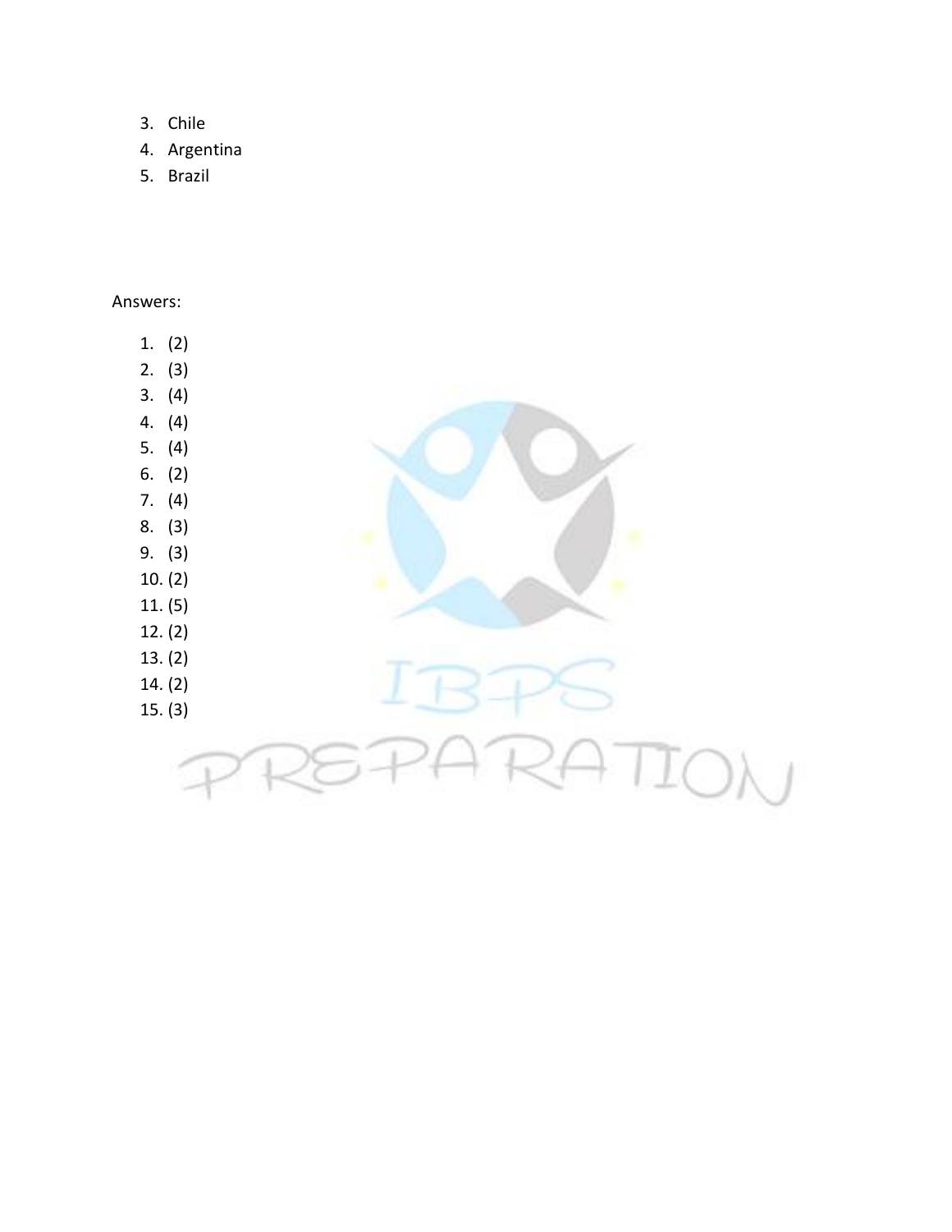3. Chile
4. Argentina
5. Brazil

Answers:

1. (2)
2. (3)
3. (4)
4. (4)
5. (4)
6. (2)
7. (4)
8. (3)
9. (3)
10. (2)
11. (5)
12. (2)
13. (2)
14. (2)
15. (3)